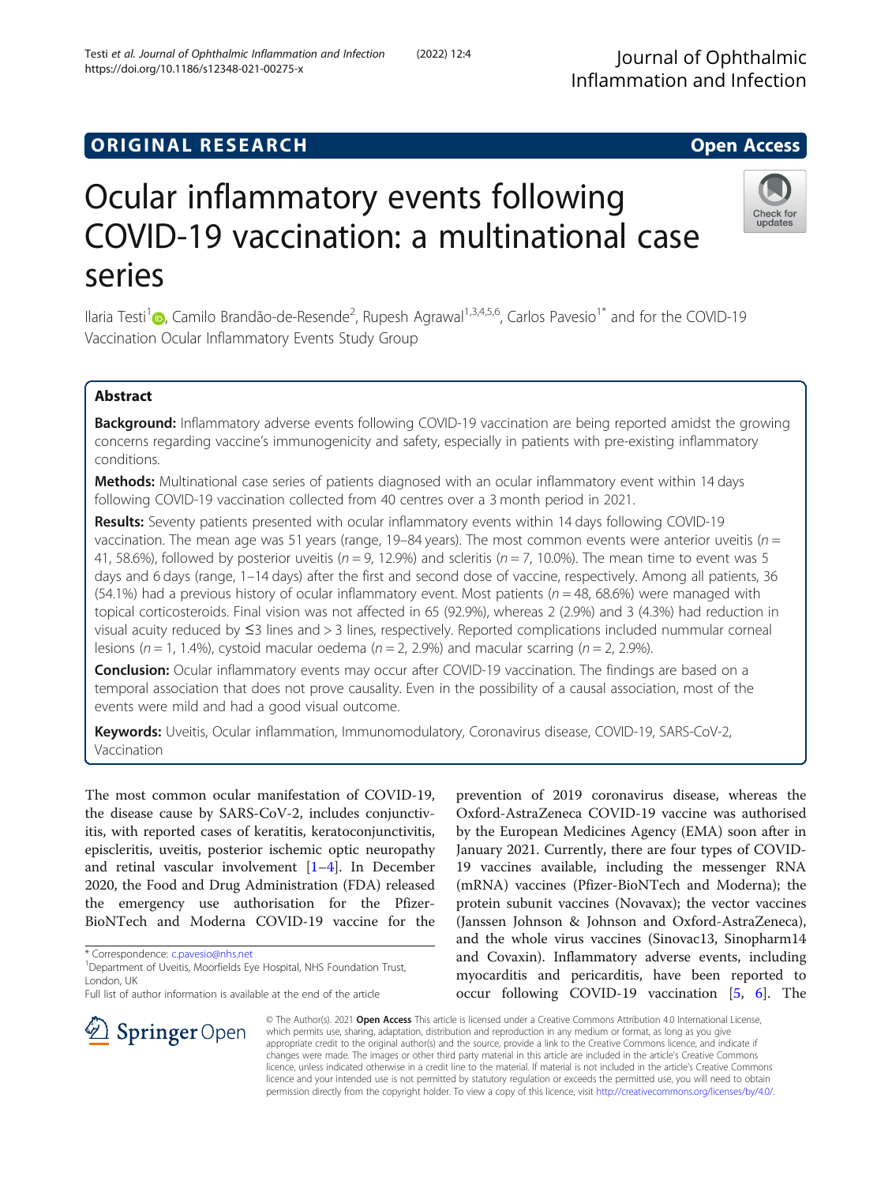ORIGINAL RESEARCH

Open Access

# Ocular inflammatory events following COVID-19 vaccination: a multinational case series

Ilaria Testi[1], Camilo Brandão-de-Resende[2], Rupesh Agrawal[1,3,4,5,6], Carlos Pavesio[1*] and for the COVID-19 Vaccination Ocular Inflammatory Events Study Group

## Abstract

**Background:** Inflammatory adverse events following COVID-19 vaccination are being reported amidst the growing concerns regarding vaccine's immunogenicity and safety, especially in patients with pre-existing inflammatory conditions.

**Methods:** Multinational case series of patients diagnosed with an ocular inflammatory event within 14 days following COVID-19 vaccination collected from 40 centres over a 3 month period in 2021.

**Results:** Seventy patients presented with ocular inflammatory events within 14 days following COVID-19 vaccination. The mean age was 51 years (range, 19–84 years). The most common events were anterior uveitis ($n = 41$, 58.6%), followed by posterior uveitis ($n = 9$, 12.9%) and scleritis ($n = 7$, 10.0%). The mean time to event was 5 days and 6 days (range, 1–14 days) after the first and second dose of vaccine, respectively. Among all patients, 36 (54.1%) had a previous history of ocular inflammatory event. Most patients ($n = 48$, 68.6%) were managed with topical corticosteroids. Final vision was not affected in 65 (92.9%), whereas 2 (2.9%) and 3 (4.3%) had reduction in visual acuity reduced by ≤3 lines and > 3 lines, respectively. Reported complications included nummular corneal lesions ($n = 1$, 1.4%), cystoid macular oedema ($n = 2$, 2.9%) and macular scarring ($n = 2$, 2.9%).

**Conclusion:** Ocular inflammatory events may occur after COVID-19 vaccination. The findings are based on a temporal association that does not prove causality. Even in the possibility of a causal association, most of the events were mild and had a good visual outcome.

**Keywords:** Uveitis, Ocular inflammation, Immunomodulatory, Coronavirus disease, COVID-19, SARS-CoV-2, Vaccination

The most common ocular manifestation of COVID-19, the disease cause by SARS-CoV-2, includes conjunctivitis, with reported cases of keratitis, keratoconjunctivitis, episcleritis, uveitis, posterior ischemic optic neuropathy and retinal vascular involvement [1–4]. In December 2020, the Food and Drug Administration (FDA) released the emergency use authorisation for the Pfizer-BioNTech and Moderna COVID-19 vaccine for the prevention of 2019 coronavirus disease, whereas the Oxford-AstraZeneca COVID-19 vaccine was authorised by the European Medicines Agency (EMA) soon after in January 2021. Currently, there are four types of COVID-19 vaccines available, including the messenger RNA (mRNA) vaccines (Pfizer-BioNTech and Moderna); the protein subunit vaccines (Novavax); the vector vaccines (Janssen Johnson & Johnson and Oxford-AstraZeneca), and the whole virus vaccines (Sinovac13, Sinopharm14 and Covaxin). Inflammatory adverse events, including myocarditis and pericarditis, have been reported to occur following COVID-19 vaccination [5, 6]. The

\* Correspondence: c.pavesio@nhs.net
[1]Department of Uveitis, Moorfields Eye Hospital, NHS Foundation Trust, London, UK
Full list of author information is available at the end of the article

© The Author(s). 2021 **Open Access** This article is licensed under a Creative Commons Attribution 4.0 International License, which permits use, sharing, adaptation, distribution and reproduction in any medium or format, as long as you give appropriate credit to the original author(s) and the source, provide a link to the Creative Commons licence, and indicate if changes were made. The images or other third party material in this article are included in the article's Creative Commons licence, unless indicated otherwise in a credit line to the material. If material is not included in the article's Creative Commons licence and your intended use is not permitted by statutory regulation or exceeds the permitted use, you will need to obtain permission directly from the copyright holder. To view a copy of this licence, visit http://creativecommons.org/licenses/by/4.0/.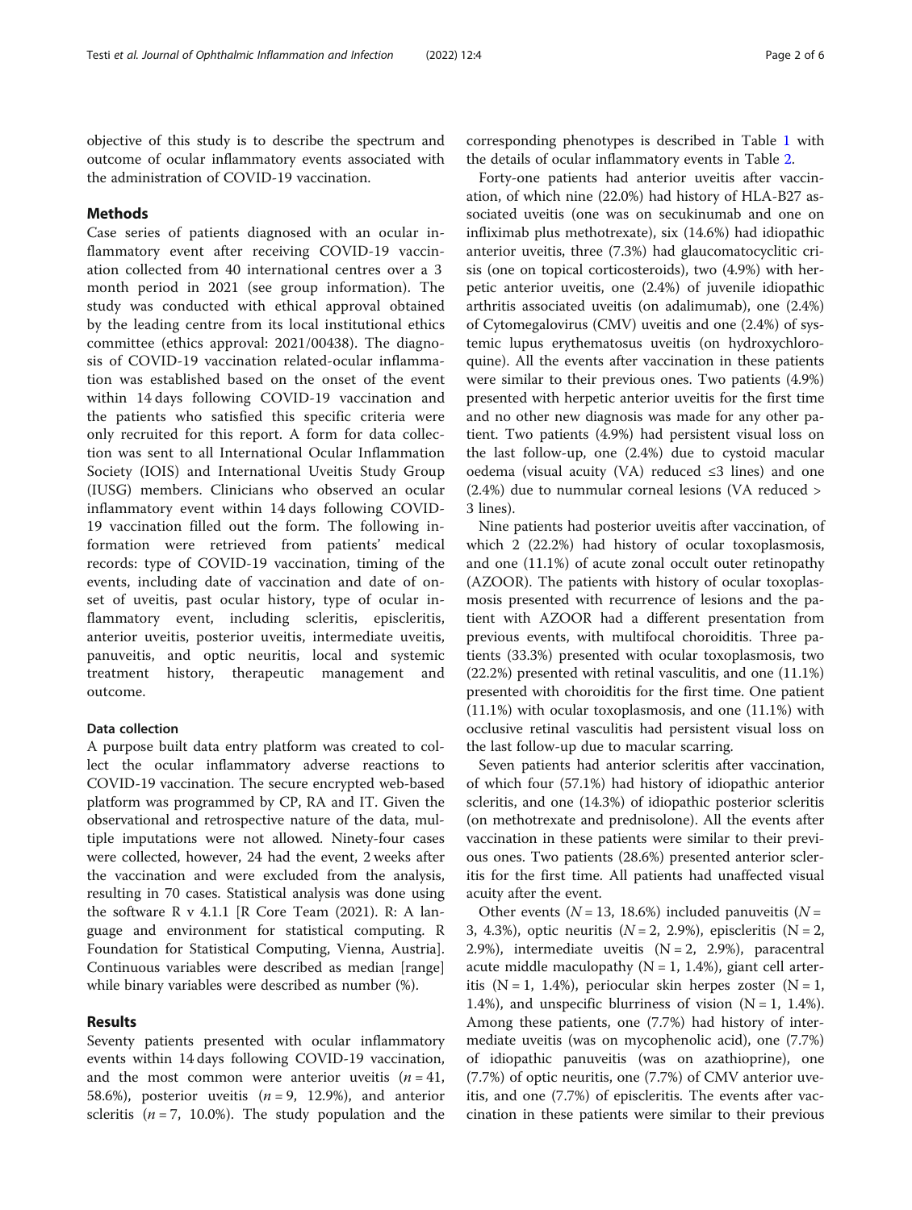objective of this study is to describe the spectrum and outcome of ocular inflammatory events associated with the administration of COVID-19 vaccination.

## Methods

Case series of patients diagnosed with an ocular inflammatory event after receiving COVID-19 vaccination collected from 40 international centres over a 3 month period in 2021 (see group information). The study was conducted with ethical approval obtained by the leading centre from its local institutional ethics committee (ethics approval: 2021/00438). The diagnosis of COVID-19 vaccination related-ocular inflammation was established based on the onset of the event within 14 days following COVID-19 vaccination and the patients who satisfied this specific criteria were only recruited for this report. A form for data collection was sent to all International Ocular Inflammation Society (IOIS) and International Uveitis Study Group (IUSG) members. Clinicians who observed an ocular inflammatory event within 14 days following COVID-19 vaccination filled out the form. The following information were retrieved from patients' medical records: type of COVID-19 vaccination, timing of the events, including date of vaccination and date of onset of uveitis, past ocular history, type of ocular inflammatory event, including scleritis, episcleritis, anterior uveitis, posterior uveitis, intermediate uveitis, panuveitis, and optic neuritis, local and systemic treatment history, therapeutic management and outcome.

### Data collection

A purpose built data entry platform was created to collect the ocular inflammatory adverse reactions to COVID-19 vaccination. The secure encrypted web-based platform was programmed by CP, RA and IT. Given the observational and retrospective nature of the data, multiple imputations were not allowed. Ninety-four cases were collected, however, 24 had the event, 2 weeks after the vaccination and were excluded from the analysis, resulting in 70 cases. Statistical analysis was done using the software R v 4.1.1 [R Core Team (2021). R: A language and environment for statistical computing. R Foundation for Statistical Computing, Vienna, Austria]. Continuous variables were described as median [range] while binary variables were described as number (%).

## Results

Seventy patients presented with ocular inflammatory events within 14 days following COVID-19 vaccination, and the most common were anterior uveitis ($n = 41$, 58.6%), posterior uveitis ($n = 9$, 12.9%), and anterior scleritis ($n = 7$, 10.0%). The study population and the corresponding phenotypes is described in Table 1 with the details of ocular inflammatory events in Table 2.

Forty-one patients had anterior uveitis after vaccination, of which nine (22.0%) had history of HLA-B27 associated uveitis (one was on secukinumab and one on infliximab plus methotrexate), six (14.6%) had idiopathic anterior uveitis, three (7.3%) had glaucomatocyclitic crisis (one on topical corticosteroids), two (4.9%) with herpetic anterior uveitis, one (2.4%) of juvenile idiopathic arthritis associated uveitis (on adalimumab), one (2.4%) of Cytomegalovirus (CMV) uveitis and one (2.4%) of systemic lupus erythematosus uveitis (on hydroxychloroquine). All the events after vaccination in these patients were similar to their previous ones. Two patients (4.9%) presented with herpetic anterior uveitis for the first time and no other new diagnosis was made for any other patient. Two patients (4.9%) had persistent visual loss on the last follow-up, one (2.4%) due to cystoid macular oedema (visual acuity (VA) reduced ≤3 lines) and one (2.4%) due to nummular corneal lesions (VA reduced > 3 lines).

Nine patients had posterior uveitis after vaccination, of which 2 (22.2%) had history of ocular toxoplasmosis, and one (11.1%) of acute zonal occult outer retinopathy (AZOOR). The patients with history of ocular toxoplasmosis presented with recurrence of lesions and the patient with AZOOR had a different presentation from previous events, with multifocal choroiditis. Three patients (33.3%) presented with ocular toxoplasmosis, two (22.2%) presented with retinal vasculitis, and one (11.1%) presented with choroiditis for the first time. One patient (11.1%) with ocular toxoplasmosis, and one (11.1%) with occlusive retinal vasculitis had persistent visual loss on the last follow-up due to macular scarring.

Seven patients had anterior scleritis after vaccination, of which four (57.1%) had history of idiopathic anterior scleritis, and one (14.3%) of idiopathic posterior scleritis (on methotrexate and prednisolone). All the events after vaccination in these patients were similar to their previous ones. Two patients (28.6%) presented anterior scleritis for the first time. All patients had unaffected visual acuity after the event.

Other events ($N = 13$, 18.6%) included panuveitis ($N = 3$, 4.3%), optic neuritis ($N = 2$, 2.9%), episcleritis ($N = 2$, 2.9%), intermediate uveitis ($N = 2$, 2.9%), paracentral acute middle maculopathy ($N = 1$, 1.4%), giant cell arteritis ($N = 1$, 1.4%), periocular skin herpes zoster ($N = 1$, 1.4%), and unspecific blurriness of vision ($N = 1$, 1.4%). Among these patients, one (7.7%) had history of intermediate uveitis (was on mycophenolic acid), one (7.7%) of idiopathic panuveitis (was on azathioprine), one (7.7%) of optic neuritis, one (7.7%) of CMV anterior uveitis, and one (7.7%) of episcleritis. The events after vaccination in these patients were similar to their previous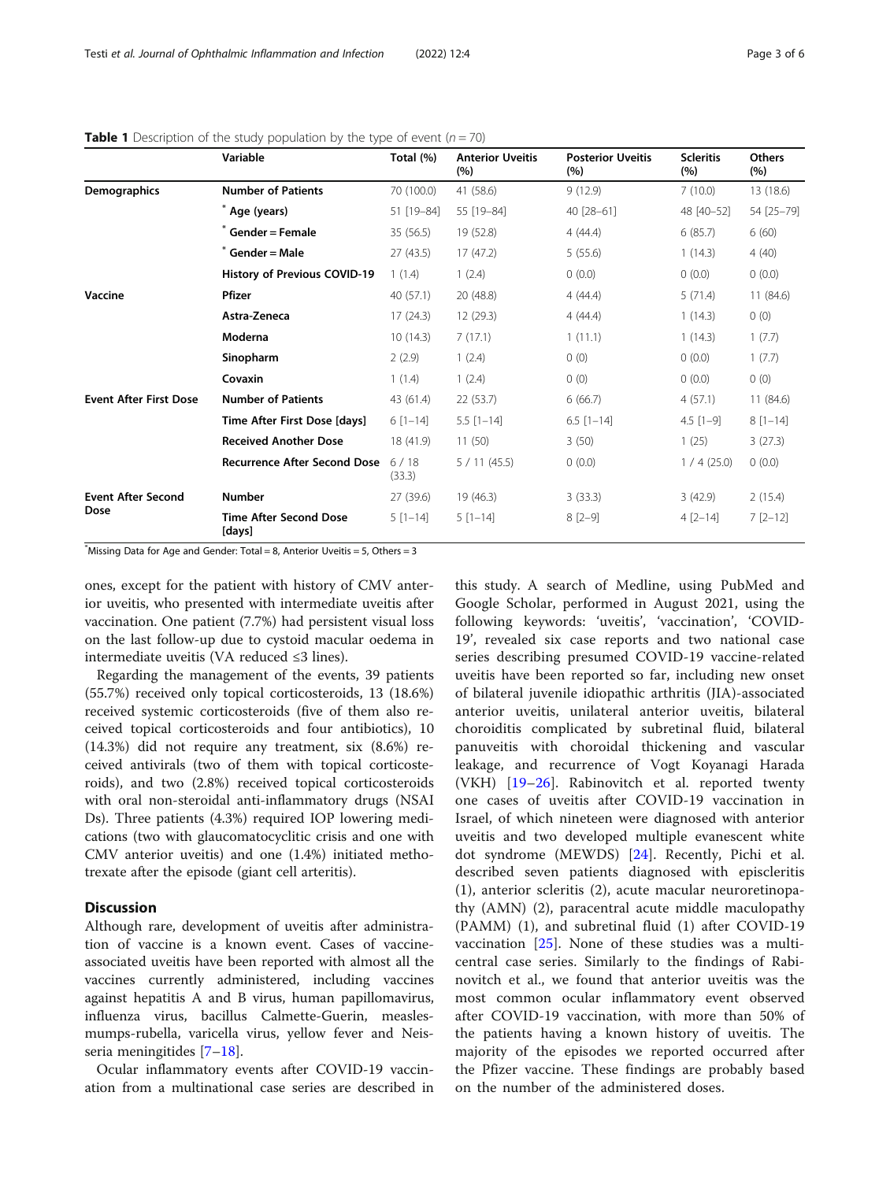**Table 1** Description of the study population by the type of event (n = 70)

| | Variable | Total (%) | Anterior Uveitis (%) | Posterior Uveitis (%) | Scleritis (%) | Others (%) |
|---|---|---|---|---|---|---|
| **Demographics** | **Number of Patients** | 70 (100.0) | 41 (58.6) | 9 (12.9) | 7 (10.0) | 13 (18.6) |
| | * **Age (years)** | 51 [19–84] | 55 [19–84] | 40 [28–61] | 48 [40–52] | 54 [25–79] |
| | * **Gender = Female** | 35 (56.5) | 19 (52.8) | 4 (44.4) | 6 (85.7) | 6 (60) |
| | * **Gender = Male** | 27 (43.5) | 17 (47.2) | 5 (55.6) | 1 (14.3) | 4 (40) |
| | **History of Previous COVID-19** | 1 (1.4) | 1 (2.4) | 0 (0.0) | 0 (0.0) | 0 (0.0) |
| **Vaccine** | **Pfizer** | 40 (57.1) | 20 (48.8) | 4 (44.4) | 5 (71.4) | 11 (84.6) |
| | **Astra-Zeneca** | 17 (24.3) | 12 (29.3) | 4 (44.4) | 1 (14.3) | 0 (0) |
| | **Moderna** | 10 (14.3) | 7 (17.1) | 1 (11.1) | 1 (14.3) | 1 (7.7) |
| | **Sinopharm** | 2 (2.9) | 1 (2.4) | 0 (0) | 0 (0.0) | 1 (7.7) |
| | **Covaxin** | 1 (1.4) | 1 (2.4) | 0 (0) | 0 (0.0) | 0 (0) |
| **Event After First Dose** | **Number of Patients** | 43 (61.4) | 22 (53.7) | 6 (66.7) | 4 (57.1) | 11 (84.6) |
| | **Time After First Dose [days]** | 6 [1–14] | 5.5 [1–14] | 6.5 [1–14] | 4.5 [1–9] | 8 [1–14] |
| | **Received Another Dose** | 18 (41.9) | 11 (50) | 3 (50) | 1 (25) | 3 (27.3) |
| | **Recurrence After Second Dose** | 6 / 18 (33.3) | 5 / 11 (45.5) | 0 (0.0) | 1 / 4 (25.0) | 0 (0.0) |
| **Event After Second Dose** | **Number** | 27 (39.6) | 19 (46.3) | 3 (33.3) | 3 (42.9) | 2 (15.4) |
| | **Time After Second Dose [days]** | 5 [1–14] | 5 [1–14] | 8 [2–9] | 4 [2–14] | 7 [2–12] |

*Missing Data for Age and Gender: Total = 8, Anterior Uveitis = 5, Others = 3

ones, except for the patient with history of CMV anterior uveitis, who presented with intermediate uveitis after vaccination. One patient (7.7%) had persistent visual loss on the last follow-up due to cystoid macular oedema in intermediate uveitis (VA reduced ≤3 lines).

Regarding the management of the events, 39 patients (55.7%) received only topical corticosteroids, 13 (18.6%) received systemic corticosteroids (five of them also received topical corticosteroids and four antibiotics), 10 (14.3%) did not require any treatment, six (8.6%) received antivirals (two of them with topical corticosteroids), and two (2.8%) received topical corticosteroids with oral non-steroidal anti-inflammatory drugs (NSAIDs). Three patients (4.3%) required IOP lowering medications (two with glaucomatocyclitic crisis and one with CMV anterior uveitis) and one (1.4%) initiated methotrexate after the episode (giant cell arteritis).

## Discussion

Although rare, development of uveitis after administration of vaccine is a known event. Cases of vaccine-associated uveitis have been reported with almost all the vaccines currently administered, including vaccines against hepatitis A and B virus, human papillomavirus, influenza virus, bacillus Calmette-Guerin, measles-mumps-rubella, varicella virus, yellow fever and Neisseria meningitides [7–18].

Ocular inflammatory events after COVID-19 vaccination from a multinational case series are described in this study. A search of Medline, using PubMed and Google Scholar, performed in August 2021, using the following keywords: 'uveitis', 'vaccination', 'COVID-19', revealed six case reports and two national case series describing presumed COVID-19 vaccine-related uveitis have been reported so far, including new onset of bilateral juvenile idiopathic arthritis (JIA)-associated anterior uveitis, unilateral anterior uveitis, bilateral choroiditis complicated by subretinal fluid, bilateral panuveitis with choroidal thickening and vascular leakage, and recurrence of Vogt Koyanagi Harada (VKH) [19–26]. Rabinovitch et al. reported twenty one cases of uveitis after COVID-19 vaccination in Israel, of which nineteen were diagnosed with anterior uveitis and two developed multiple evanescent white dot syndrome (MEWDS) [24]. Recently, Pichi et al. described seven patients diagnosed with episcleritis (1), anterior scleritis (2), acute macular neuroretinopathy (AMN) (2), paracentral acute middle maculopathy (PAMM) (1), and subretinal fluid (1) after COVID-19 vaccination [25]. None of these studies was a multicentral case series. Similarly to the findings of Rabinovitch et al., we found that anterior uveitis was the most common ocular inflammatory event observed after COVID-19 vaccination, with more than 50% of the patients having a known history of uveitis. The majority of the episodes we reported occurred after the Pfizer vaccine. These findings are probably based on the number of the administered doses.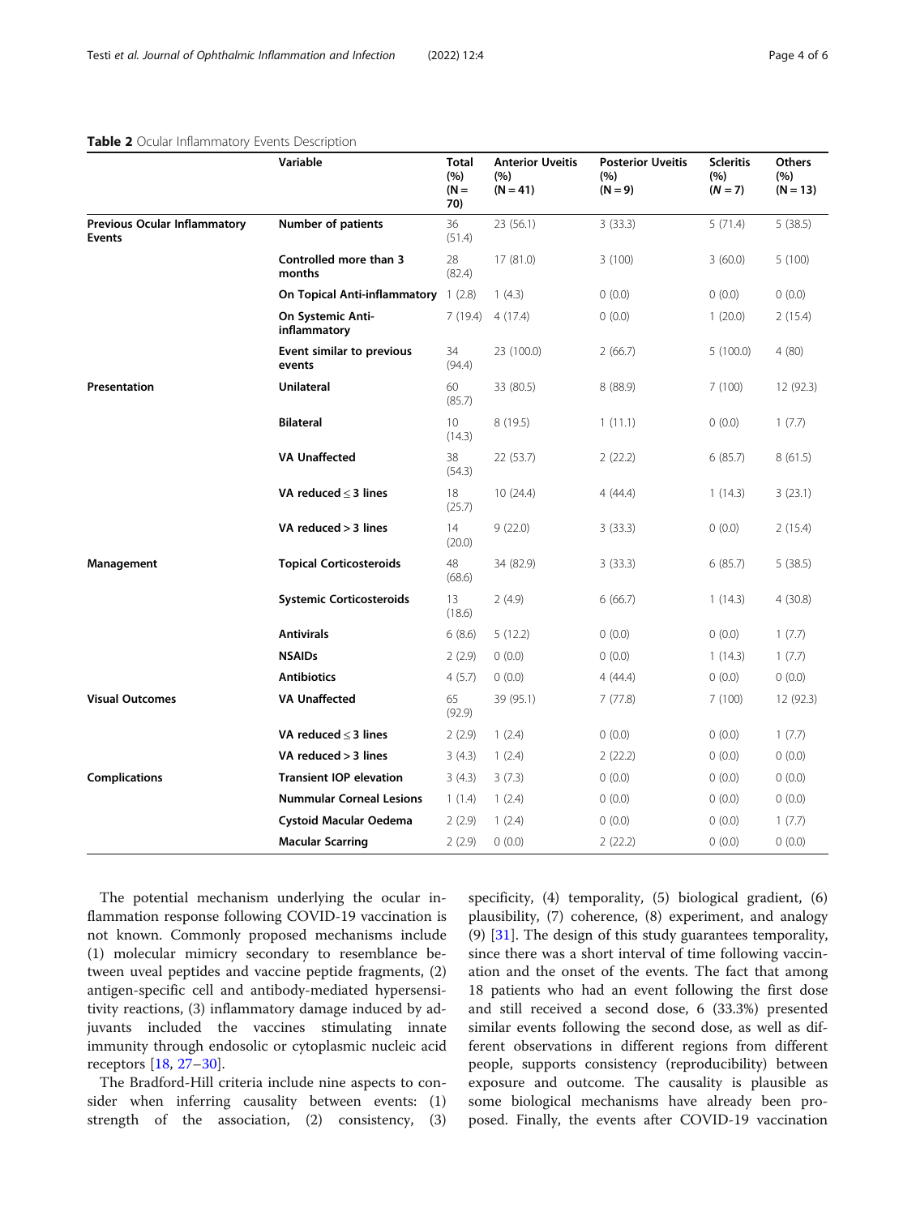**Table 2** Ocular Inflammatory Events Description

| | Variable | Total (%) (N = 70) | Anterior Uveitis (%) (N = 41) | Posterior Uveitis (%) (N = 9) | Scleritis (%) (N = 7) | Others (%) (N = 13) |
|---|---|---|---|---|---|---|
| **Previous Ocular Inflammatory Events** | **Number of patients** | 36 (51.4) | 23 (56.1) | 3 (33.3) | 5 (71.4) | 5 (38.5) |
| | **Controlled more than 3 months** | 28 (82.4) | 17 (81.0) | 3 (100) | 3 (60.0) | 5 (100) |
| | **On Topical Anti-inflammatory** | 1 (2.8) | 1 (4.3) | 0 (0.0) | 0 (0.0) | 0 (0.0) |
| | **On Systemic Anti-inflammatory** | 7 (19.4) | 4 (17.4) | 0 (0.0) | 1 (20.0) | 2 (15.4) |
| | **Event similar to previous events** | 34 (94.4) | 23 (100.0) | 2 (66.7) | 5 (100.0) | 4 (80) |
| **Presentation** | **Unilateral** | 60 (85.7) | 33 (80.5) | 8 (88.9) | 7 (100) | 12 (92.3) |
| | **Bilateral** | 10 (14.3) | 8 (19.5) | 1 (11.1) | 0 (0.0) | 1 (7.7) |
| | **VA Unaffected** | 38 (54.3) | 22 (53.7) | 2 (22.2) | 6 (85.7) | 8 (61.5) |
| | **VA reduced ≤ 3 lines** | 18 (25.7) | 10 (24.4) | 4 (44.4) | 1 (14.3) | 3 (23.1) |
| | **VA reduced > 3 lines** | 14 (20.0) | 9 (22.0) | 3 (33.3) | 0 (0.0) | 2 (15.4) |
| **Management** | **Topical Corticosteroids** | 48 (68.6) | 34 (82.9) | 3 (33.3) | 6 (85.7) | 5 (38.5) |
| | **Systemic Corticosteroids** | 13 (18.6) | 2 (4.9) | 6 (66.7) | 1 (14.3) | 4 (30.8) |
| | **Antivirals** | 6 (8.6) | 5 (12.2) | 0 (0.0) | 0 (0.0) | 1 (7.7) |
| | **NSAIDs** | 2 (2.9) | 0 (0.0) | 0 (0.0) | 1 (14.3) | 1 (7.7) |
| | **Antibiotics** | 4 (5.7) | 0 (0.0) | 4 (44.4) | 0 (0.0) | 0 (0.0) |
| **Visual Outcomes** | **VA Unaffected** | 65 (92.9) | 39 (95.1) | 7 (77.8) | 7 (100) | 12 (92.3) |
| | **VA reduced ≤ 3 lines** | 2 (2.9) | 1 (2.4) | 0 (0.0) | 0 (0.0) | 1 (7.7) |
| | **VA reduced > 3 lines** | 3 (4.3) | 1 (2.4) | 2 (22.2) | 0 (0.0) | 0 (0.0) |
| **Complications** | **Transient IOP elevation** | 3 (4.3) | 3 (7.3) | 0 (0.0) | 0 (0.0) | 0 (0.0) |
| | **Nummular Corneal Lesions** | 1 (1.4) | 1 (2.4) | 0 (0.0) | 0 (0.0) | 0 (0.0) |
| | **Cystoid Macular Oedema** | 2 (2.9) | 1 (2.4) | 0 (0.0) | 0 (0.0) | 1 (7.7) |
| | **Macular Scarring** | 2 (2.9) | 0 (0.0) | 2 (22.2) | 0 (0.0) | 0 (0.0) |

The potential mechanism underlying the ocular inflammation response following COVID-19 vaccination is not known. Commonly proposed mechanisms include (1) molecular mimicry secondary to resemblance between uveal peptides and vaccine peptide fragments, (2) antigen-specific cell and antibody-mediated hypersensitivity reactions, (3) inflammatory damage induced by adjuvants included the vaccines stimulating innate immunity through endosolic or cytoplasmic nucleic acid receptors [18, 27–30].

The Bradford-Hill criteria include nine aspects to consider when inferring causality between events: (1) strength of the association, (2) consistency, (3) specificity, (4) temporality, (5) biological gradient, (6) plausibility, (7) coherence, (8) experiment, and analogy (9) [31]. The design of this study guarantees temporality, since there was a short interval of time following vaccination and the onset of the events. The fact that among 18 patients who had an event following the first dose and still received a second dose, 6 (33.3%) presented similar events following the second dose, as well as different observations in different regions from different people, supports consistency (reproducibility) between exposure and outcome. The causality is plausible as some biological mechanisms have already been proposed. Finally, the events after COVID-19 vaccination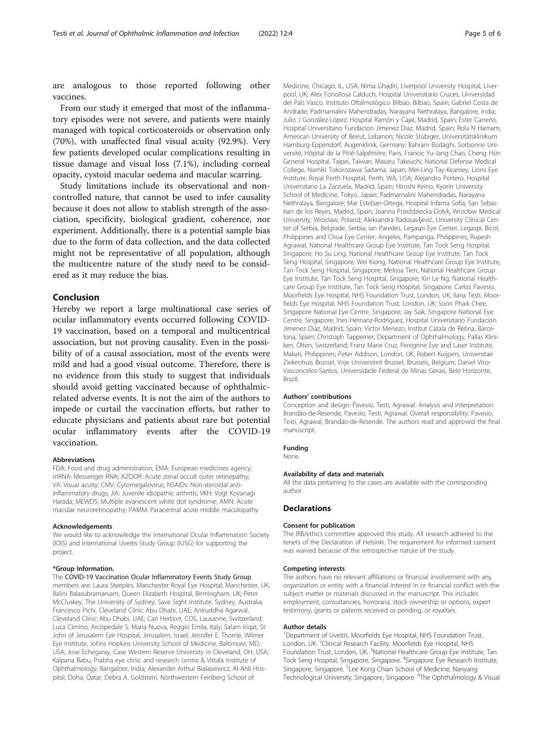are analogous to those reported following other vaccines.

From our study it emerged that most of the inflammatory episodes were not severe, and patients were mainly managed with topical corticosteroids or observation only (70%), with unaffected final visual acuity (92.9%). Very few patients developed ocular complications resulting in tissue damage and visual loss (7.1%), including corneal opacity, cystoid macular oedema and macular scarring.

Study limitations include its observational and non-controlled nature, that cannot be used to infer causality because it does not allow to stablish strength of the association, specificity, biological gradient, coherence, nor experiment. Additionally, there is a potential sample bias due to the form of data collection, and the data collected might not be representative of all population, although the multicentre nature of the study need to be considered as it may reduce the bias.

## Conclusion

Hereby we report a large multinational case series of ocular inflammatory events occurred following COVID-19 vaccination, based on a temporal and multicentrical association, but not proving causality. Even in the possibility of of a causal association, most of the events were mild and had a good visual outcome. Therefore, there is no evidence from this study to suggest that individuals should avoid getting vaccinated because of ophthalmic-related adverse events. It is not the aim of the authors to impede or curtail the vaccination efforts, but rather to educate physicians and patients about rare but potential ocular inflammatory events after the COVID-19 vaccination.

#### Abbreviations

FDA: Food and drug administration; EMA: European medicines agency; mRNA: Messenger RNA; AZOOR: Acute zonal occult outer retinopathy; VA: Visual acuity; CMV: Cytomegalovirus; NSAIDs: Non-steroidal anti-inflammatory drugs; JIA: Juvenile idiopathic arthritis; VKH: Vogt Koyanagi Harada; MEWDS: Multiple evanescent white dot syndrome; AMN: Acute macular neuroretinopathy; PAMM: Paracentral acute middle maculopathy

#### Acknowledgements

We would like to acknowledge the International Ocular Inflammation Society (IOIS) and International Uveitis Study Group (IUSG) for supporting the project.

#### *Group Information.

The **COVID-19 Vaccination Ocular Inflammatory Events Study Group** members are: Laura Steeples, Manchester Royal Eye Hospital, Manchester, UK; Balini Balasubramaniam, Queen Elizabeth Hospital, Birmingham, UK; Peter McCluskey, The University of Sydney, Save Sight Institute, Sydney, Australia; Francesco Pichi, Cleveland Clinic Abu Dhabi, UAE; Aniruddha Agarwal, Cleveland Clinic Abu Dhabi, UAE; Carl Herbort, COS, Lausanne, Switzerland; Luca Cimino, Arcispedale S. Maria Nuova, Reggio Emila, Italy; Salam Iriqat, St John of Jerusalem Eye Hospital, Jerusalem, Israel; Jennifer E. Thorne, Wilmer Eye Institute, Johns Hopkins University School of Medicine, Baltimore, MD, USA; Jose Echegaray, Case Western Reserve University in Cleveland, OH, USA; Kalpana Babu, Prabha eye clinic and research centre & Vittala Institute of Ophthalmology, Bangalore, India; Alexander Arthur Bialasiewicz, Al-Ahli Hospital, Doha, Qatar; Debra A. Goldstein, Northwestern Feinberg School of Medicine, Chicago, IL, USA; Nima Ghadiri, Liverpool University Hospital, Liverpool, UK; Alex Fonollosa Calduch, Hospital Universitario Cruces, Universidad del País Vasco, Instituto Oftalmológico Bilbao, Bilbao, Spain; Gabriel Costa de Andrade; Padmamalini Mahendradas, Narayana Nethralaya, Bangalore, India; Julio J González-López, Hospital Ramón y Cajal, Madrid, Spain; Ester Carreño, Hospital Universitario Fundacion Jimenez Diaz, Madrid, Spain; Rola N Hamam, American University of Beirut, Lebanon; Nicole Stübiger, Universitätsklinikum Hamburg-Eppendorf, Augenklinik, Germany; Bahram Bodaghi, Sorbonne Université, Hôpital de la Pitié-Salpêtrière, Paris, France; Yu-Jang Chao, Cheng Hsin General Hospital, Taipei, Taiwan; Masaru Takeuchi, National Defense Medical College, Namiki Tokorozawa Saitama, Japan; Mei-Ling Tay-Kearney, Lions Eye Institute, Royal Perth Hospital, Perth, WA, USA; Alejandro Portero, Hospital Universitario La Zarzuela, Madrid, Spain; Hiroshi Keino, Kyorin University School of Medicine, Tokyo, Japan; Padmamalini Mahendradas, Narayana Nethralaya, Bangalore; Mar Esteban-Ortega, Hospital Infanta Sofia, San Sebastian de los Reyes, Madrid, Spain; Joanna Przeździecka-Dołyk, Wrocław Medical University, Wroclaw, Poland; Aleksandra Radosavljević, University Clinical Center of Serbia, Belgrade, Serbia; Ian Paredes, Legaspi Eye Center, Legaspi, Bicol, Philippines and Chua Eye Center, Angeles, Pampanga, Philippines; Rupesh Agrawal, National Healthcare Group Eye Institute, Tan Tock Seng Hospital, Singapore; Ho Su Ling, National Healthcare Group Eye Institute, Tan Tock Seng Hospital, Singapore; Wei Kiong, National Healthcare Group Eye Institute, Tan Tock Seng Hospital, Singapore; Melissa Tien, National Healthcare Group Eye Institute, Tan Tock Seng Hospital, Singapore; Xin Le Ng, National Healthcare Group Eye Institute, Tan Tock Seng Hospital, Singapore; Carlos Pavesio, Moorfields Eye Hospital, NHS Foundation Trust, London, UK; Ilaria Testi, Moorfields Eye Hospital, NHS Foundation Trust, London, UK; Soon Phaik Chee, Singapore National Eye Centre, Singapore; Jay Siak, Singapore National Eye Centre, Singapore; Ines Hernanz-Rodriguez, Hospital Universitario Fundacion Jimenez Diaz, Madrid, Spain; Victor Menezo, Institut Catala de Retina, Barcelona, Spain; Christoph Tappeiner, Department of Ophthalmology, Pallas Kliniken, Olten, Switzerland; Franz Marie Cruz, Peregrine Eye and Laser Institute, Makati, Philippines; Peter Addison, London, UK; Robert Kuijpers, Universitair Ziekenhuis Brussel, Vrije Universiteit Brussel, Brussels, Belgium; Daniel Vitor Vasconcelos-Santos, Universidade Federal de Minas Gerais, Belo Horizonte, Brazil.

#### Authors' contributions

Conception and design: Pavesio, Testi, Agrawal. Analysis and interpretation: Brandão-de-Resende, Pavesio, Testi, Agrawal. Overall responsibility: Pavesio, Testi, Agrawal, Brandão-de-Resende. The authors read and approved the final manuscript.

#### Funding

None.

#### Availability of data and materials

All the data pertaining to the cases are available with the corresponding author.

## Declarations

#### Consent for publication

The IRB/ethics committee approved this study. All research adhered to the tenets of the Declaration of Helsinki. The requirement for informed consent was waived because of the retrospective nature of the study.

#### Competing interests

The authors have no relevant affiliations or financial involvement with any organization or entity with a financial interest in or financial conflict with the subject matter or materials discussed in the manuscript. This includes employment, consultancies, honoraria, stock ownership or options, expert testimony, grants or patents received or pending, or royalties.

#### Author details

[1]Department of Uveitis, Moorfields Eye Hospital, NHS Foundation Trust, London, UK. [2]Clinical Research Facility, Moorfields Eye Hospital, NHS Foundation Trust, London, UK. [3]National Healthcare Group Eye Institute, Tan Tock Seng Hospital, Singapore, Singapore. [4]Singapore Eye Research Institute, Singapore, Singapore. [5]Lee Kong Chian School of Medicine, Nanyang Technological University, Singapore, Singapore. [6]The Ophthalmology & Visual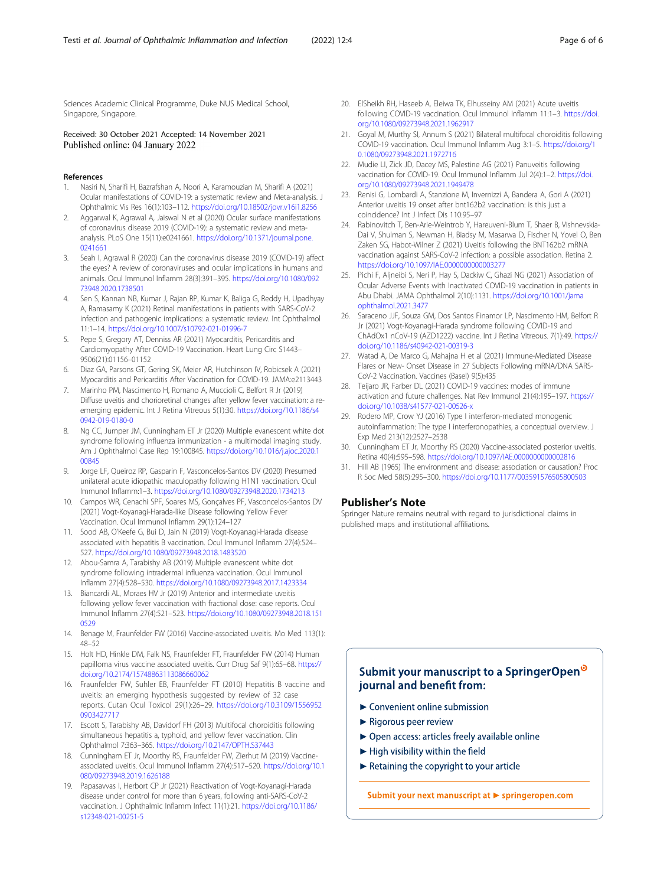Sciences Academic Clinical Programme, Duke NUS Medical School, Singapore, Singapore.

Received: 30 October 2021 Accepted: 14 November 2021
Published online: 04 January 2022

## References

1. Nasiri N, Sharifi H, Bazrafshan A, Noori A, Karamouzian M, Sharifi A (2021) Ocular manifestations of COVID-19: a systematic review and Meta-analysis. J Ophthalmic Vis Res 16(1):103–112. https://doi.org/10.18502/jovr.v16i1.8256
2. Aggarwal K, Agrawal A, Jaiswal N et al (2020) Ocular surface manifestations of coronavirus disease 2019 (COVID-19): a systematic review and meta-analysis. PLoS One 15(11):e0241661. https://doi.org/10.1371/journal.pone.0241661
3. Seah I, Agrawal R (2020) Can the coronavirus disease 2019 (COVID-19) affect the eyes? A review of coronaviruses and ocular implications in humans and animals. Ocul Immunol Inflamm 28(3):391–395. https://doi.org/10.1080/09273948.2020.1738501
4. Sen S, Kannan NB, Kumar J, Rajan RP, Kumar K, Baliga G, Reddy H, Upadhyay A, Ramasamy K (2021) Retinal manifestations in patients with SARS-CoV-2 infection and pathogenic implications: a systematic review. Int Ophthalmol 11:1–14. https://doi.org/10.1007/s10792-021-01996-7
5. Pepe S, Gregory AT, Denniss AR (2021) Myocarditis, Pericarditis and Cardiomyopathy After COVID-19 Vaccination. Heart Lung Circ S1443–9506(21):01156–01152
6. Diaz GA, Parsons GT, Gering SK, Meier AR, Hutchinson IV, Robicsek A (2021) Myocarditis and Pericarditis After Vaccination for COVID-19. JAMA:e2113443
7. Marinho PM, Nascimento H, Romano A, Muccioli C, Belfort R Jr (2019) Diffuse uveitis and chorioretinal changes after yellow fever vaccination: a re-emerging epidemic. Int J Retina Vitreous 5(1):30. https://doi.org/10.1186/s40942-019-0180-0
8. Ng CC, Jumper JM, Cunningham ET Jr (2020) Multiple evanescent white dot syndrome following influenza immunization - a multimodal imaging study. Am J Ophthalmol Case Rep 19:100845. https://doi.org/10.1016/j.ajoc.2020.100845
9. Jorge LF, Queiroz RP, Gasparin F, Vasconcelos-Santos DV (2020) Presumed unilateral acute idiopathic maculopathy following H1N1 vaccination. Ocul Immunol Inflamm:1–3. https://doi.org/10.1080/09273948.2020.1734213
10. Campos WR, Cenachi SPF, Soares MS, Gonçalves PF, Vasconcelos-Santos DV (2021) Vogt-Koyanagi-Harada-like Disease following Yellow Fever Vaccination. Ocul Immunol Inflamm 29(1):124–127
11. Sood AB, O'Keefe G, Bui D, Jain N (2019) Vogt-Koyanagi-Harada disease associated with hepatitis B vaccination. Ocul Immunol Inflamm 27(4):524–527. https://doi.org/10.1080/09273948.2018.1483520
12. Abou-Samra A, Tarabishy AB (2019) Multiple evanescent white dot syndrome following intradermal influenza vaccination. Ocul Immunol Inflamm 27(4):528–530. https://doi.org/10.1080/09273948.2017.1423334
13. Biancardi AL, Moraes HV Jr (2019) Anterior and intermediate uveitis following yellow fever vaccination with fractional dose: case reports. Ocul Immunol Inflamm 27(4):521–523. https://doi.org/10.1080/09273948.2018.1510529
14. Benage M, Fraunfelder FW (2016) Vaccine-associated uveitis. Mo Med 113(1):48–52
15. Holt HD, Hinkle DM, Falk NS, Fraunfelder FT, Fraunfelder FW (2014) Human papilloma virus vaccine associated uveitis. Curr Drug Saf 9(1):65–68. https://doi.org/10.2174/15748863113086660062
16. Fraunfelder FW, Suhler EB, Fraunfelder FT (2010) Hepatitis B vaccine and uveitis: an emerging hypothesis suggested by review of 32 case reports. Cutan Ocul Toxicol 29(1):26–29. https://doi.org/10.3109/15569520903427717
17. Escott S, Tarabishy AB, Davidorf FH (2013) Multifocal choroiditis following simultaneous hepatitis a, typhoid, and yellow fever vaccination. Clin Ophthalmol 7:363–365. https://doi.org/10.2147/OPTH.S37443
18. Cunningham ET Jr, Moorthy RS, Fraunfelder FW, Zierhut M (2019) Vaccine-associated uveitis. Ocul Immunol Inflamm 27(4):517–520. https://doi.org/10.1080/09273948.2019.1626188
19. Papasavvas I, Herbort CP Jr (2021) Reactivation of Vogt-Koyanagi-Harada disease under control for more than 6 years, following anti-SARS-CoV-2 vaccination. J Ophthalmic Inflamm Infect 11(1):21. https://doi.org/10.1186/s12348-021-00251-5
20. ElSheikh RH, Haseeb A, Eleiwa TK, Elhusseiny AM (2021) Acute uveitis following COVID-19 vaccination. Ocul Immunol Inflamm 11:1–3. https://doi.org/10.1080/09273948.2021.1962917
21. Goyal M, Murthy SI, Annum S (2021) Bilateral multifocal choroiditis following COVID-19 vaccination. Ocul Immunol Inflamm Aug 3:1–5. https://doi.org/10.1080/09273948.2021.1972716
22. Mudie LI, Zick JD, Dacey MS, Palestine AG (2021) Panuveitis following vaccination for COVID-19. Ocul Immunol Inflamm Jul 2(4):1–2. https://doi.org/10.1080/09273948.2021.1949478
23. Renisi G, Lombardi A, Stanzione M, Invernizzi A, Bandera A, Gori A (2021) Anterior uveitis 19 onset after bnt162b2 vaccination: is this just a coincidence? Int J Infect Dis 110:95–97
24. Rabinovitch T, Ben-Arie-Weintrob Y, Hareuveni-Blum T, Shaer B, Vishnevskia-Dai V, Shulman S, Newman H, Biadsy M, Masarwa D, Fischer N, Yovel O, Ben Zaken SG, Habot-Wilner Z (2021) Uveitis following the BNT162b2 mRNA vaccination against SARS-CoV-2 infection: a possible association. Retina 2. https://doi.org/10.1097/IAE.0000000000003277
25. Pichi F, Aljneibi S, Neri P, Hay S, Dackiw C, Ghazi NG (2021) Association of Ocular Adverse Events with Inactivated COVID-19 vaccination in patients in Abu Dhabi. JAMA Ophthalmol 2(10):1131. https://doi.org/10.1001/jamaophthalmol.2021.3477
26. Saraceno JJF, Souza GM, Dos Santos Finamor LP, Nascimento HM, Belfort R Jr (2021) Vogt-Koyanagi-Harada syndrome following COVID-19 and ChAdOx1 nCoV-19 (AZD1222) vaccine. Int J Retina Vitreous. 7(1):49. https://doi.org/10.1186/s40942-021-00319-3
27. Watad A, De Marco G, Mahajna H et al (2021) Immune-Mediated Disease Flares or New- Onset Disease in 27 Subjects Following mRNA/DNA SARS-CoV-2 Vaccination. Vaccines (Basel) 9(5):435
28. Teijaro JR, Farber DL (2021) COVID-19 vaccines: modes of immune activation and future challenges. Nat Rev Immunol 21(4):195–197. https://doi.org/10.1038/s41577-021-00526-x
29. Rodero MP, Crow YJ (2016) Type I interferon-mediated monogenic autoinflammation: The type I interferonopathies, a conceptual overview. J Exp Med 213(12):2527–2538
30. Cunningham ET Jr, Moorthy RS (2020) Vaccine-associated posterior uveitis. Retina 40(4):595–598. https://doi.org/10.1097/IAE.0000000000002816
31. Hill AB (1965) The environment and disease: association or causation? Proc R Soc Med 58(5):295–300. https://doi.org/10.1177/003591576505800503

## Publisher's Note

Springer Nature remains neutral with regard to jurisdictional claims in published maps and institutional affiliations.